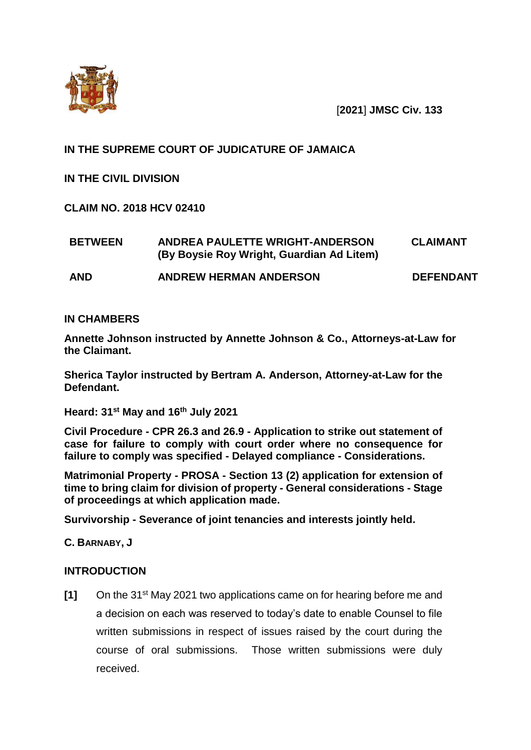[**2021**] **JMSC Civ. 133**

**IN THE SUPREME COURT OF JUDICATURE OF JAMAICA**

**IN THE CIVIL DIVISION**

**CLAIM NO. 2018 HCV 02410**

| | | |
|---|---|---|
| **BETWEEN** | **ANDREA PAULETTE WRIGHT-ANDERSON (By Boysie Roy Wright, Guardian Ad Litem)** | **CLAIMANT** |
| **AND** | **ANDREW HERMAN ANDERSON** | **DEFENDANT** |

**IN CHAMBERS**

**Annette Johnson instructed by Annette Johnson & Co., Attorneys-at-Law for the Claimant.**

**Sherica Taylor instructed by Bertram A. Anderson, Attorney-at-Law for the Defendant.**

**Heard: 31st May and 16th July 2021**

**Civil Procedure - CPR 26.3 and 26.9 - Application to strike out statement of case for failure to comply with court order where no consequence for failure to comply was specified - Delayed compliance - Considerations.**

**Matrimonial Property - PROSA - Section 13 (2) application for extension of time to bring claim for division of property - General considerations - Stage of proceedings at which application made.**

**Survivorship - Severance of joint tenancies and interests jointly held.**

**C. BARNABY, J**

**INTRODUCTION**

**[1]** On the 31st May 2021 two applications came on for hearing before me and a decision on each was reserved to today's date to enable Counsel to file written submissions in respect of issues raised by the court during the course of oral submissions. Those written submissions were duly received.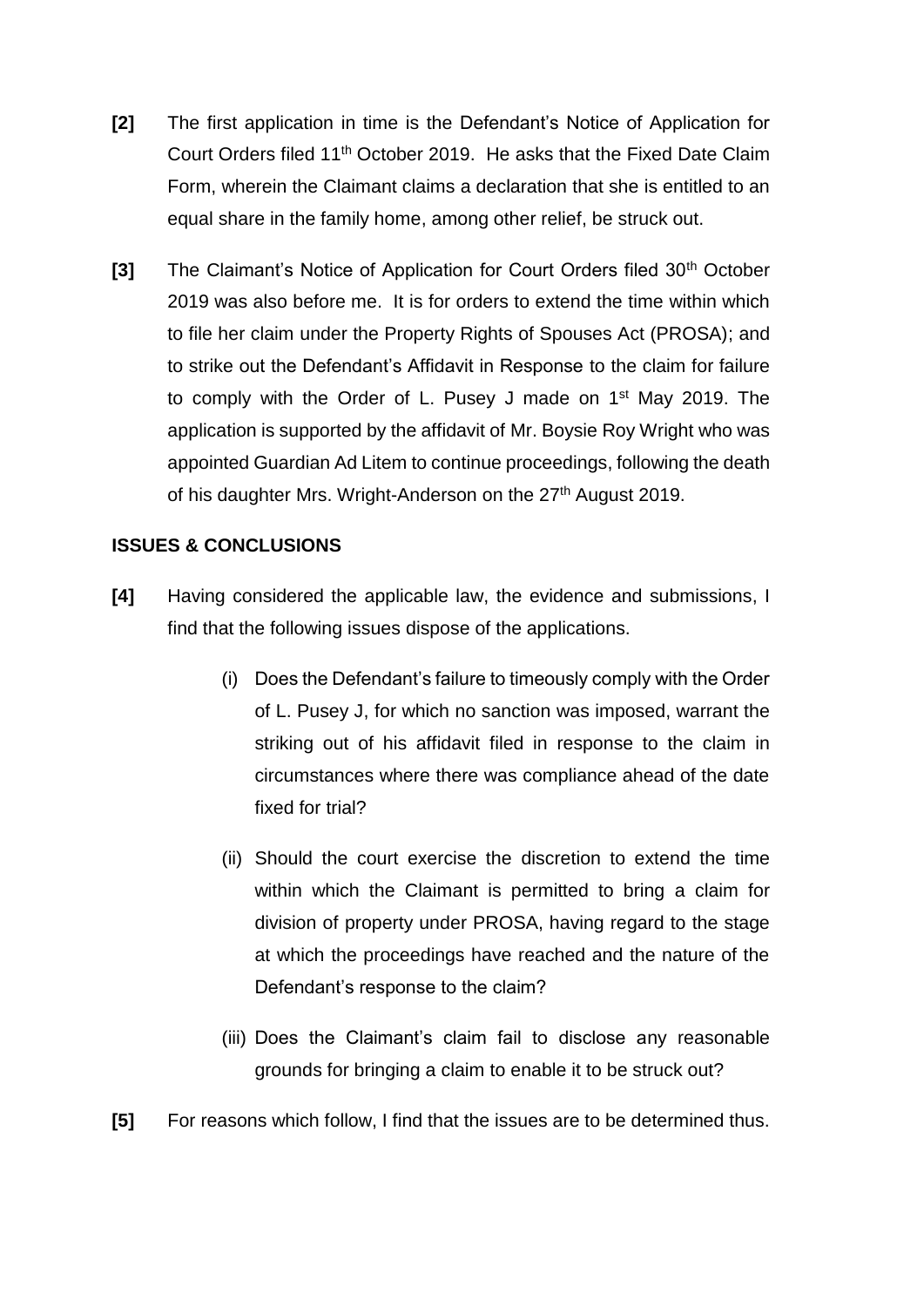**[2]** The first application in time is the Defendant's Notice of Application for Court Orders filed 11th October 2019. He asks that the Fixed Date Claim Form, wherein the Claimant claims a declaration that she is entitled to an equal share in the family home, among other relief, be struck out.

**[3]** The Claimant's Notice of Application for Court Orders filed 30th October 2019 was also before me. It is for orders to extend the time within which to file her claim under the Property Rights of Spouses Act (PROSA); and to strike out the Defendant's Affidavit in Response to the claim for failure to comply with the Order of L. Pusey J made on 1st May 2019. The application is supported by the affidavit of Mr. Boysie Roy Wright who was appointed Guardian Ad Litem to continue proceedings, following the death of his daughter Mrs. Wright-Anderson on the 27th August 2019.

**ISSUES & CONCLUSIONS**

**[4]** Having considered the applicable law, the evidence and submissions, I find that the following issues dispose of the applications.

(i) Does the Defendant's failure to timeously comply with the Order of L. Pusey J, for which no sanction was imposed, warrant the striking out of his affidavit filed in response to the claim in circumstances where there was compliance ahead of the date fixed for trial?

(ii) Should the court exercise the discretion to extend the time within which the Claimant is permitted to bring a claim for division of property under PROSA, having regard to the stage at which the proceedings have reached and the nature of the Defendant's response to the claim?

(iii) Does the Claimant's claim fail to disclose any reasonable grounds for bringing a claim to enable it to be struck out?

**[5]** For reasons which follow, I find that the issues are to be determined thus.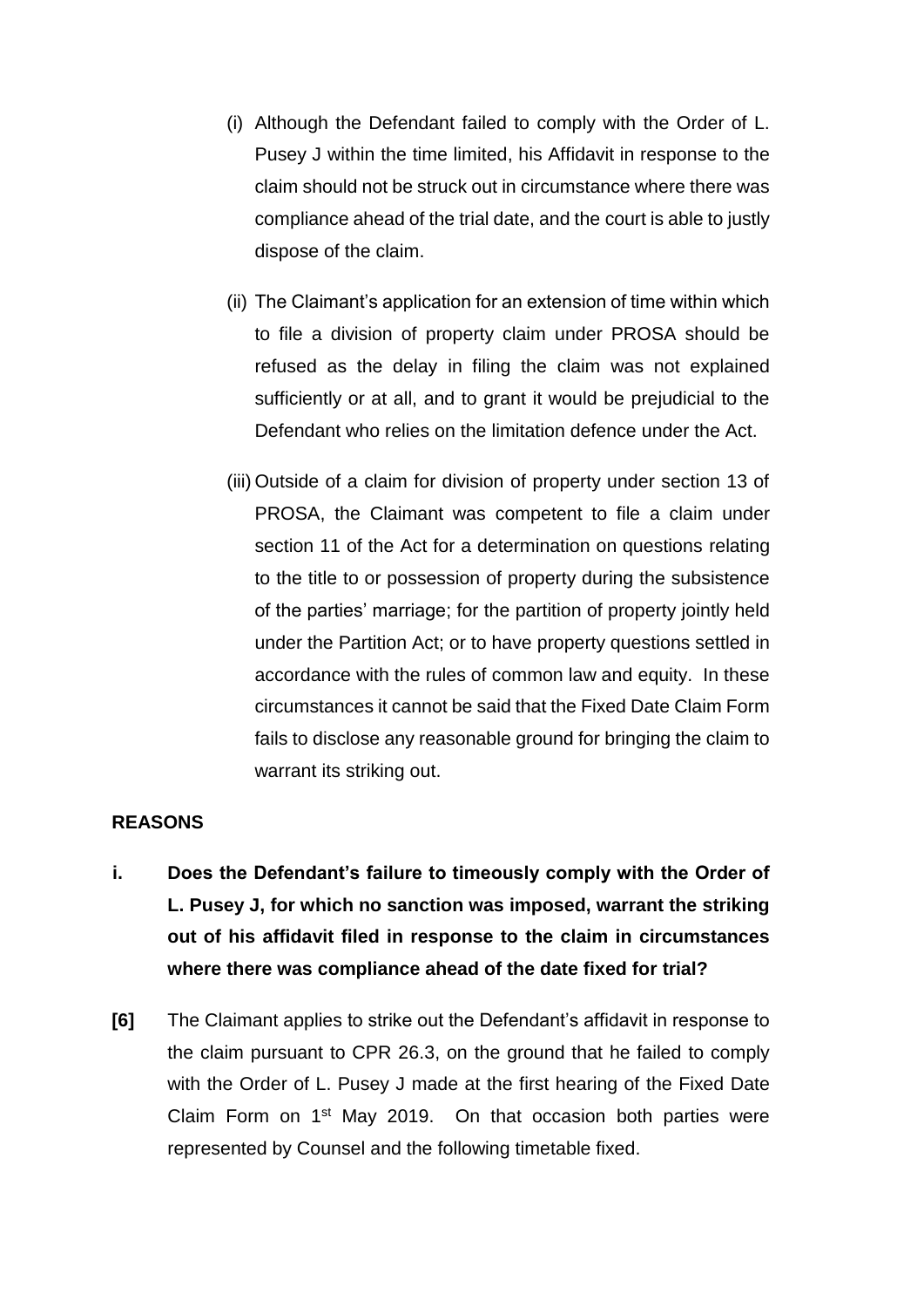(i) Although the Defendant failed to comply with the Order of L. Pusey J within the time limited, his Affidavit in response to the claim should not be struck out in circumstance where there was compliance ahead of the trial date, and the court is able to justly dispose of the claim.

(ii) The Claimant's application for an extension of time within which to file a division of property claim under PROSA should be refused as the delay in filing the claim was not explained sufficiently or at all, and to grant it would be prejudicial to the Defendant who relies on the limitation defence under the Act.

(iii) Outside of a claim for division of property under section 13 of PROSA, the Claimant was competent to file a claim under section 11 of the Act for a determination on questions relating to the title to or possession of property during the subsistence of the parties' marriage; for the partition of property jointly held under the Partition Act; or to have property questions settled in accordance with the rules of common law and equity. In these circumstances it cannot be said that the Fixed Date Claim Form fails to disclose any reasonable ground for bringing the claim to warrant its striking out.

**REASONS**

**i. Does the Defendant's failure to timeously comply with the Order of L. Pusey J, for which no sanction was imposed, warrant the striking out of his affidavit filed in response to the claim in circumstances where there was compliance ahead of the date fixed for trial?**

**[6]** The Claimant applies to strike out the Defendant's affidavit in response to the claim pursuant to CPR 26.3, on the ground that he failed to comply with the Order of L. Pusey J made at the first hearing of the Fixed Date Claim Form on 1st May 2019. On that occasion both parties were represented by Counsel and the following timetable fixed.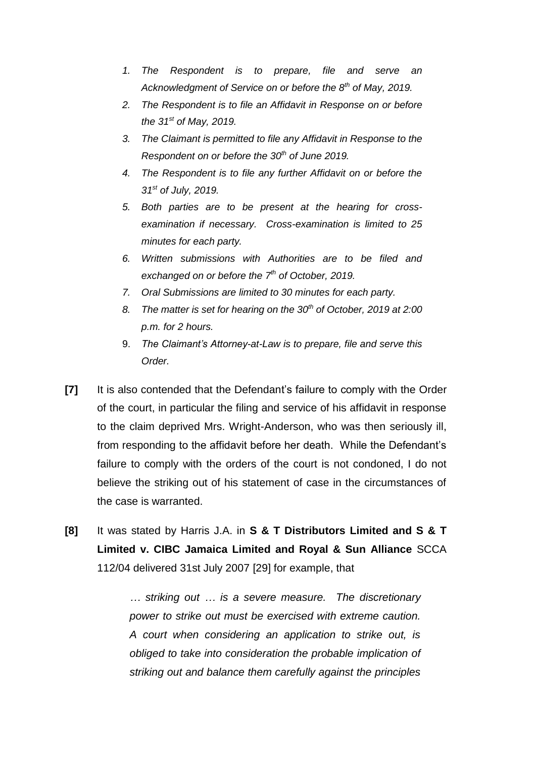1. *The Respondent is to prepare, file and serve an Acknowledgment of Service on or before the 8th of May, 2019.*
2. *The Respondent is to file an Affidavit in Response on or before the 31st of May, 2019.*
3. *The Claimant is permitted to file any Affidavit in Response to the Respondent on or before the 30th of June 2019.*
4. *The Respondent is to file any further Affidavit on or before the 31st of July, 2019.*
5. *Both parties are to be present at the hearing for cross-examination if necessary. Cross-examination is limited to 25 minutes for each party.*
6. *Written submissions with Authorities are to be filed and exchanged on or before the 7th of October, 2019.*
7. *Oral Submissions are limited to 30 minutes for each party.*
8. *The matter is set for hearing on the 30th of October, 2019 at 2:00 p.m. for 2 hours.*
9. *The Claimant's Attorney-at-Law is to prepare, file and serve this Order.*

**[7]** It is also contended that the Defendant's failure to comply with the Order of the court, in particular the filing and service of his affidavit in response to the claim deprived Mrs. Wright-Anderson, who was then seriously ill, from responding to the affidavit before her death. While the Defendant's failure to comply with the orders of the court is not condoned, I do not believe the striking out of his statement of case in the circumstances of the case is warranted.

**[8]** It was stated by Harris J.A. in **S & T Distributors Limited and S & T Limited v. CIBC Jamaica Limited and Royal & Sun Alliance** SCCA 112/04 delivered 31st July 2007 [29] for example, that

> *… striking out … is a severe measure. The discretionary power to strike out must be exercised with extreme caution. A court when considering an application to strike out, is obliged to take into consideration the probable implication of striking out and balance them carefully against the principles*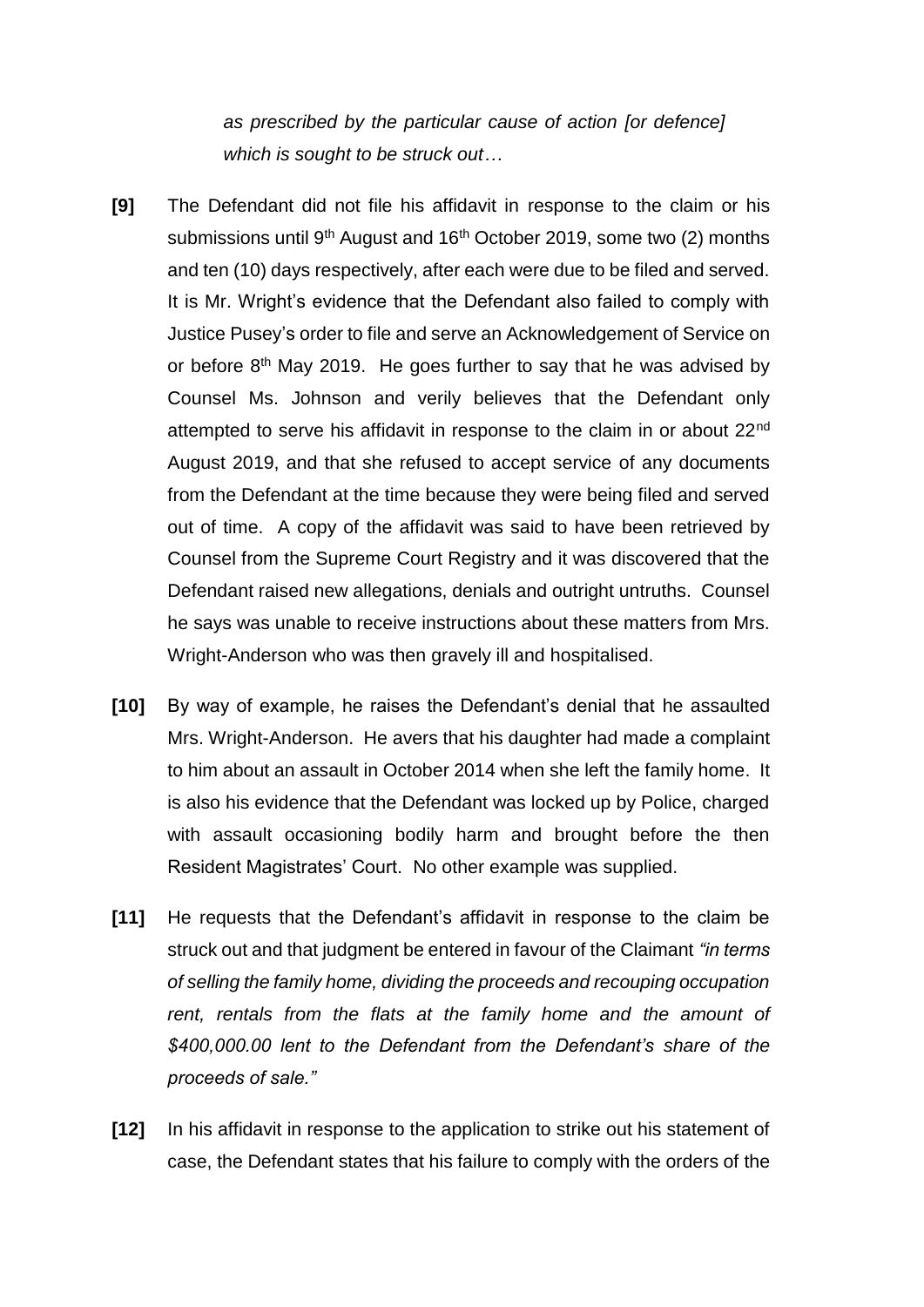*as prescribed by the particular cause of action [or defence] which is sought to be struck out…*

**[9]** The Defendant did not file his affidavit in response to the claim or his submissions until 9th August and 16th October 2019, some two (2) months and ten (10) days respectively, after each were due to be filed and served. It is Mr. Wright's evidence that the Defendant also failed to comply with Justice Pusey's order to file and serve an Acknowledgement of Service on or before 8th May 2019. He goes further to say that he was advised by Counsel Ms. Johnson and verily believes that the Defendant only attempted to serve his affidavit in response to the claim in or about 22nd August 2019, and that she refused to accept service of any documents from the Defendant at the time because they were being filed and served out of time. A copy of the affidavit was said to have been retrieved by Counsel from the Supreme Court Registry and it was discovered that the Defendant raised new allegations, denials and outright untruths. Counsel he says was unable to receive instructions about these matters from Mrs. Wright-Anderson who was then gravely ill and hospitalised.

**[10]** By way of example, he raises the Defendant's denial that he assaulted Mrs. Wright-Anderson. He avers that his daughter had made a complaint to him about an assault in October 2014 when she left the family home. It is also his evidence that the Defendant was locked up by Police, charged with assault occasioning bodily harm and brought before the then Resident Magistrates' Court. No other example was supplied.

**[11]** He requests that the Defendant's affidavit in response to the claim be struck out and that judgment be entered in favour of the Claimant *"in terms of selling the family home, dividing the proceeds and recouping occupation rent, rentals from the flats at the family home and the amount of $400,000.00 lent to the Defendant from the Defendant's share of the proceeds of sale."*

**[12]** In his affidavit in response to the application to strike out his statement of case, the Defendant states that his failure to comply with the orders of the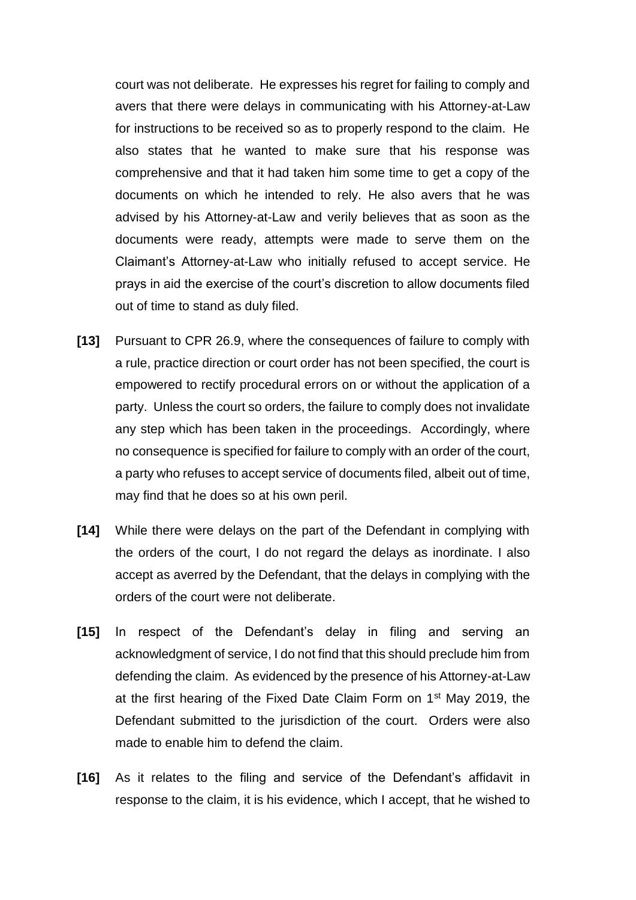court was not deliberate. He expresses his regret for failing to comply and avers that there were delays in communicating with his Attorney-at-Law for instructions to be received so as to properly respond to the claim. He also states that he wanted to make sure that his response was comprehensive and that it had taken him some time to get a copy of the documents on which he intended to rely. He also avers that he was advised by his Attorney-at-Law and verily believes that as soon as the documents were ready, attempts were made to serve them on the Claimant's Attorney-at-Law who initially refused to accept service. He prays in aid the exercise of the court's discretion to allow documents filed out of time to stand as duly filed.

**[13]** Pursuant to CPR 26.9, where the consequences of failure to comply with a rule, practice direction or court order has not been specified, the court is empowered to rectify procedural errors on or without the application of a party. Unless the court so orders, the failure to comply does not invalidate any step which has been taken in the proceedings. Accordingly, where no consequence is specified for failure to comply with an order of the court, a party who refuses to accept service of documents filed, albeit out of time, may find that he does so at his own peril.

**[14]** While there were delays on the part of the Defendant in complying with the orders of the court, I do not regard the delays as inordinate. I also accept as averred by the Defendant, that the delays in complying with the orders of the court were not deliberate.

**[15]** In respect of the Defendant's delay in filing and serving an acknowledgment of service, I do not find that this should preclude him from defending the claim. As evidenced by the presence of his Attorney-at-Law at the first hearing of the Fixed Date Claim Form on 1st May 2019, the Defendant submitted to the jurisdiction of the court. Orders were also made to enable him to defend the claim.

**[16]** As it relates to the filing and service of the Defendant's affidavit in response to the claim, it is his evidence, which I accept, that he wished to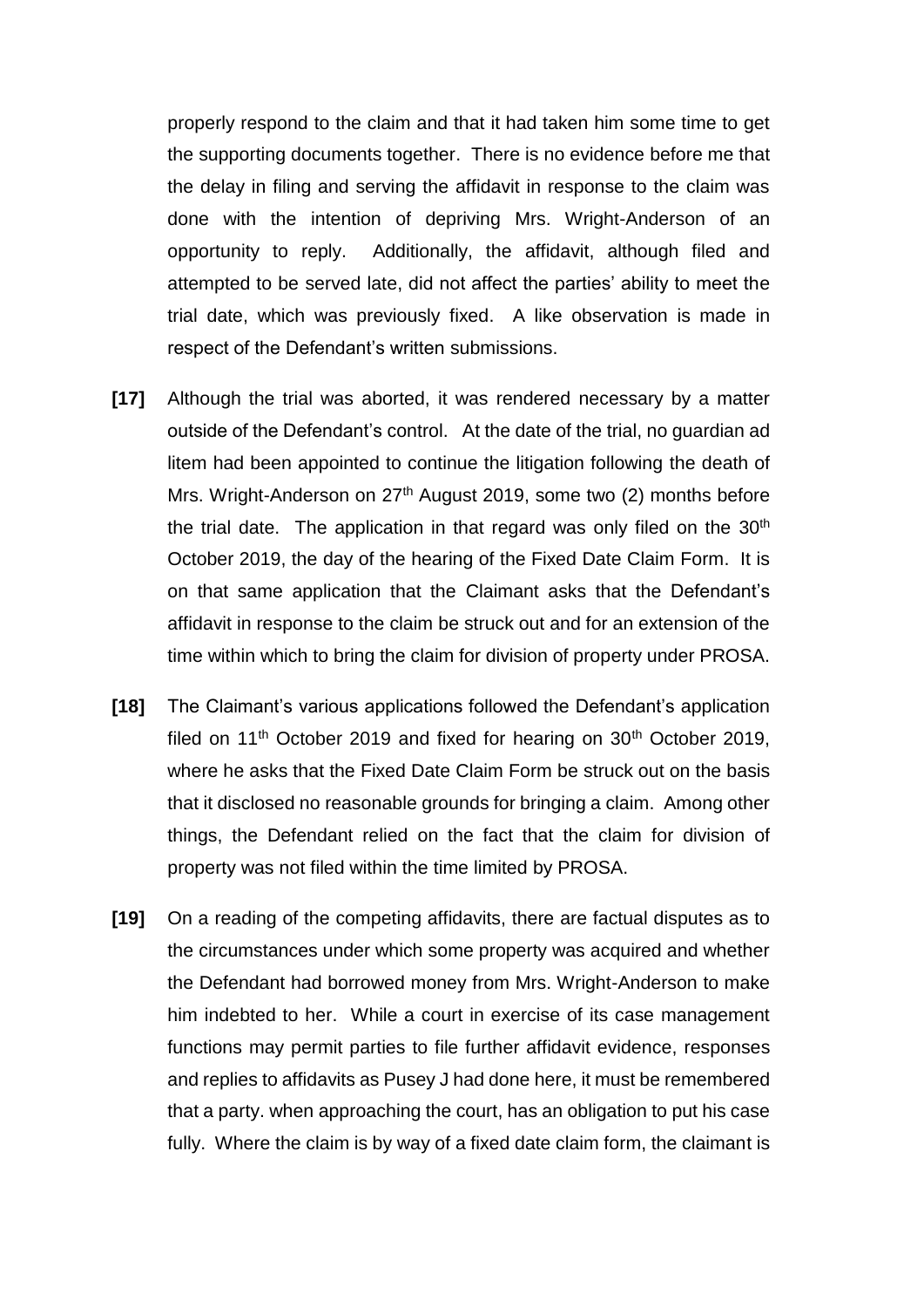properly respond to the claim and that it had taken him some time to get the supporting documents together. There is no evidence before me that the delay in filing and serving the affidavit in response to the claim was done with the intention of depriving Mrs. Wright-Anderson of an opportunity to reply. Additionally, the affidavit, although filed and attempted to be served late, did not affect the parties' ability to meet the trial date, which was previously fixed. A like observation is made in respect of the Defendant's written submissions.

**[17]** Although the trial was aborted, it was rendered necessary by a matter outside of the Defendant's control. At the date of the trial, no guardian ad litem had been appointed to continue the litigation following the death of Mrs. Wright-Anderson on 27th August 2019, some two (2) months before the trial date. The application in that regard was only filed on the 30th October 2019, the day of the hearing of the Fixed Date Claim Form. It is on that same application that the Claimant asks that the Defendant's affidavit in response to the claim be struck out and for an extension of the time within which to bring the claim for division of property under PROSA.

**[18]** The Claimant's various applications followed the Defendant's application filed on 11th October 2019 and fixed for hearing on 30th October 2019, where he asks that the Fixed Date Claim Form be struck out on the basis that it disclosed no reasonable grounds for bringing a claim. Among other things, the Defendant relied on the fact that the claim for division of property was not filed within the time limited by PROSA.

**[19]** On a reading of the competing affidavits, there are factual disputes as to the circumstances under which some property was acquired and whether the Defendant had borrowed money from Mrs. Wright-Anderson to make him indebted to her. While a court in exercise of its case management functions may permit parties to file further affidavit evidence, responses and replies to affidavits as Pusey J had done here, it must be remembered that a party. when approaching the court, has an obligation to put his case fully. Where the claim is by way of a fixed date claim form, the claimant is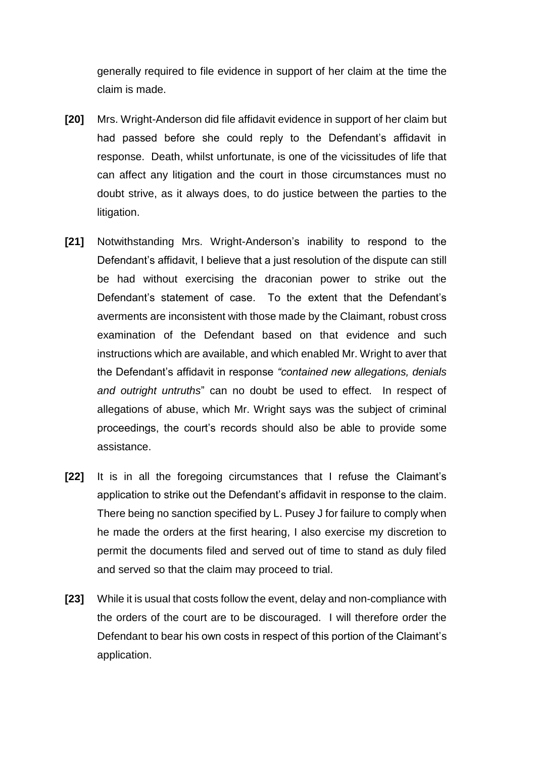generally required to file evidence in support of her claim at the time the claim is made.

**[20]** Mrs. Wright-Anderson did file affidavit evidence in support of her claim but had passed before she could reply to the Defendant's affidavit in response. Death, whilst unfortunate, is one of the vicissitudes of life that can affect any litigation and the court in those circumstances must no doubt strive, as it always does, to do justice between the parties to the litigation.

**[21]** Notwithstanding Mrs. Wright-Anderson's inability to respond to the Defendant's affidavit, I believe that a just resolution of the dispute can still be had without exercising the draconian power to strike out the Defendant's statement of case. To the extent that the Defendant's averments are inconsistent with those made by the Claimant, robust cross examination of the Defendant based on that evidence and such instructions which are available, and which enabled Mr. Wright to aver that the Defendant's affidavit in response *"contained new allegations, denials and outright untruths*" can no doubt be used to effect. In respect of allegations of abuse, which Mr. Wright says was the subject of criminal proceedings, the court's records should also be able to provide some assistance.

**[22]** It is in all the foregoing circumstances that I refuse the Claimant's application to strike out the Defendant's affidavit in response to the claim. There being no sanction specified by L. Pusey J for failure to comply when he made the orders at the first hearing, I also exercise my discretion to permit the documents filed and served out of time to stand as duly filed and served so that the claim may proceed to trial.

**[23]** While it is usual that costs follow the event, delay and non-compliance with the orders of the court are to be discouraged. I will therefore order the Defendant to bear his own costs in respect of this portion of the Claimant's application.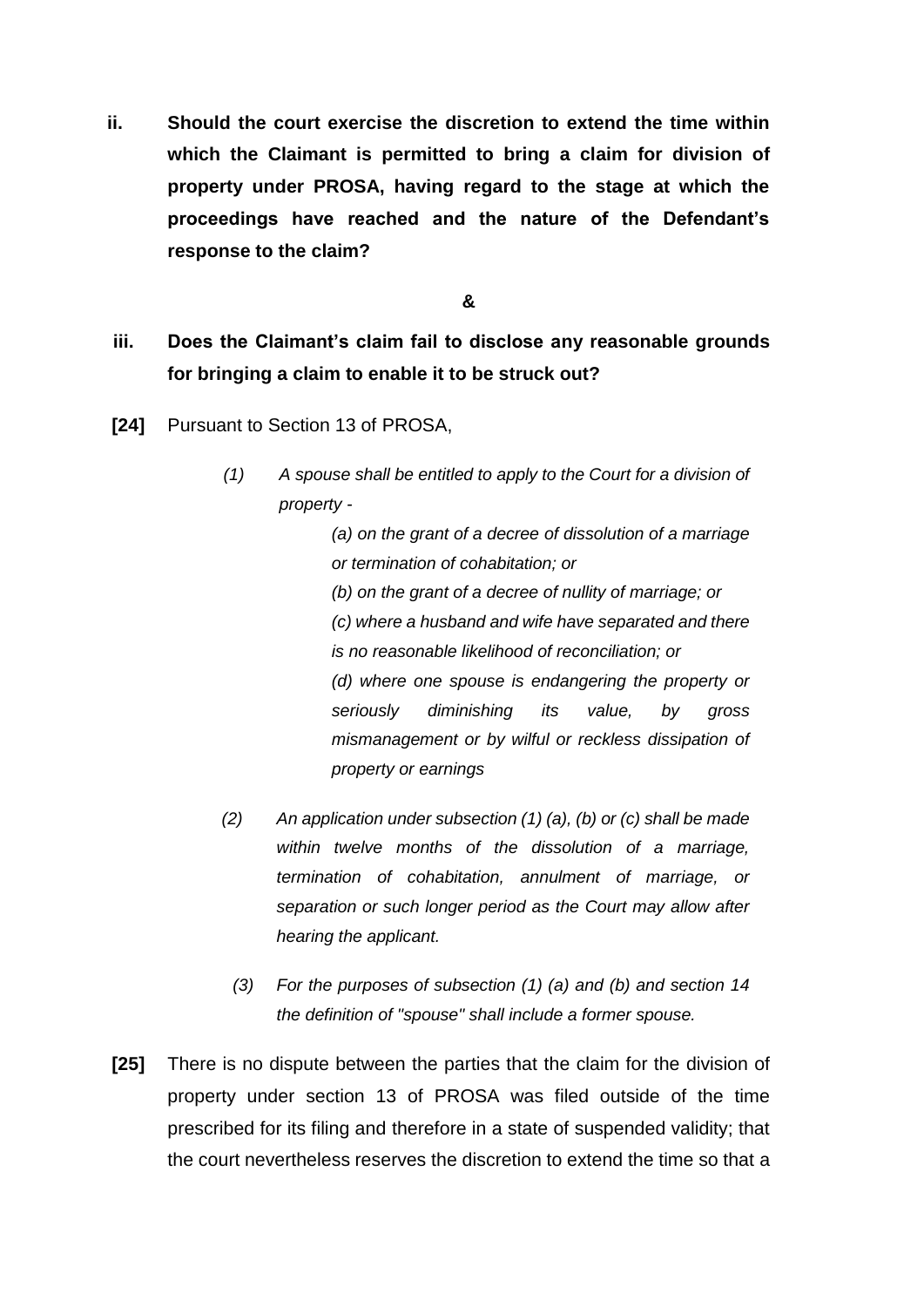**ii. Should the court exercise the discretion to extend the time within which the Claimant is permitted to bring a claim for division of property under PROSA, having regard to the stage at which the proceedings have reached and the nature of the Defendant's response to the claim?**

**&**

**iii. Does the Claimant's claim fail to disclose any reasonable grounds for bringing a claim to enable it to be struck out?**

**[24]** Pursuant to Section 13 of PROSA,

> *(1) A spouse shall be entitled to apply to the Court for a division of property -*
>
> > *(a) on the grant of a decree of dissolution of a marriage or termination of cohabitation; or*
> >
> > *(b) on the grant of a decree of nullity of marriage; or*
> >
> > *(c) where a husband and wife have separated and there is no reasonable likelihood of reconciliation; or*
> >
> > *(d) where one spouse is endangering the property or seriously diminishing its value, by gross mismanagement or by wilful or reckless dissipation of property or earnings*
>
> *(2) An application under subsection (1) (a), (b) or (c) shall be made within twelve months of the dissolution of a marriage, termination of cohabitation, annulment of marriage, or separation or such longer period as the Court may allow after hearing the applicant.*
>
> *(3) For the purposes of subsection (1) (a) and (b) and section 14 the definition of "spouse" shall include a former spouse.*

**[25]** There is no dispute between the parties that the claim for the division of property under section 13 of PROSA was filed outside of the time prescribed for its filing and therefore in a state of suspended validity; that the court nevertheless reserves the discretion to extend the time so that a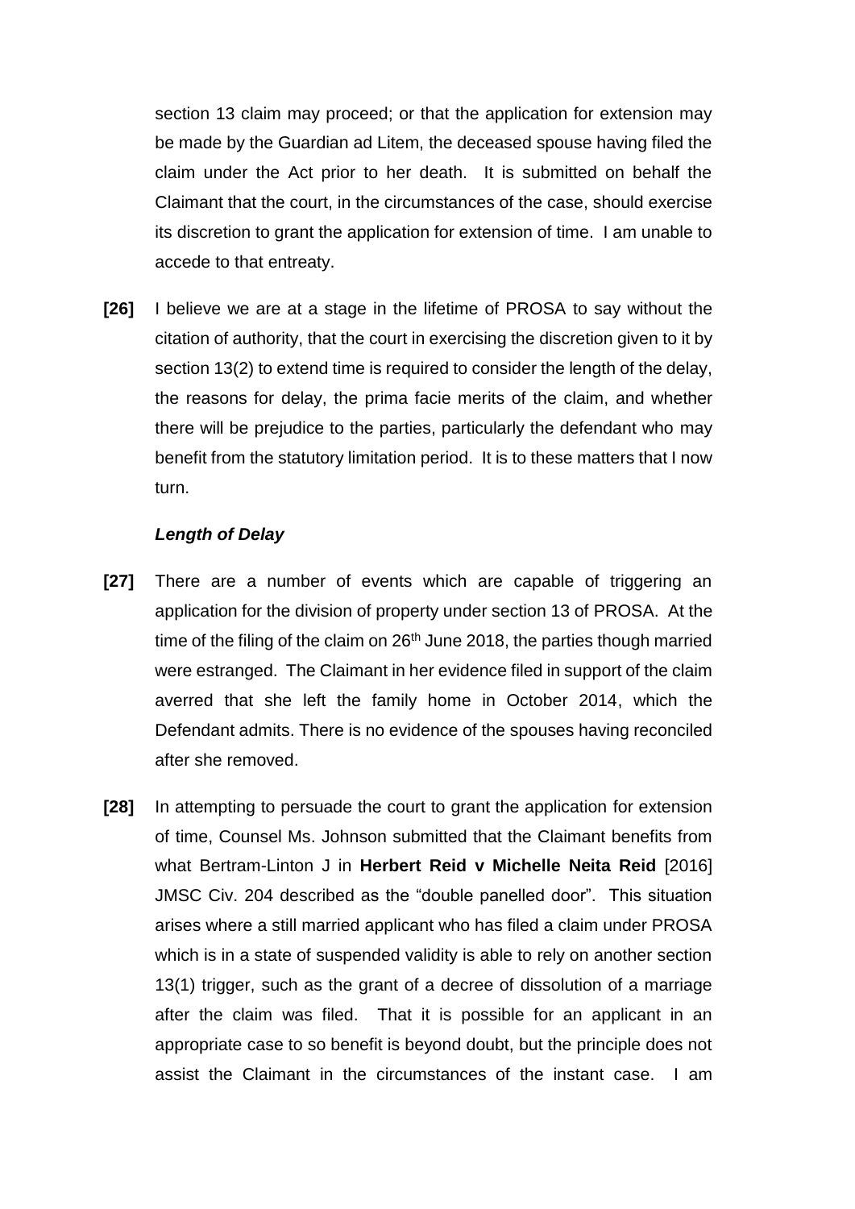section 13 claim may proceed; or that the application for extension may be made by the Guardian ad Litem, the deceased spouse having filed the claim under the Act prior to her death. It is submitted on behalf the Claimant that the court, in the circumstances of the case, should exercise its discretion to grant the application for extension of time. I am unable to accede to that entreaty.

**[26]** I believe we are at a stage in the lifetime of PROSA to say without the citation of authority, that the court in exercising the discretion given to it by section 13(2) to extend time is required to consider the length of the delay, the reasons for delay, the prima facie merits of the claim, and whether there will be prejudice to the parties, particularly the defendant who may benefit from the statutory limitation period. It is to these matters that I now turn.

***Length of Delay***

**[27]** There are a number of events which are capable of triggering an application for the division of property under section 13 of PROSA. At the time of the filing of the claim on 26th June 2018, the parties though married were estranged. The Claimant in her evidence filed in support of the claim averred that she left the family home in October 2014, which the Defendant admits. There is no evidence of the spouses having reconciled after she removed.

**[28]** In attempting to persuade the court to grant the application for extension of time, Counsel Ms. Johnson submitted that the Claimant benefits from what Bertram-Linton J in **Herbert Reid v Michelle Neita Reid** [2016] JMSC Civ. 204 described as the "double panelled door". This situation arises where a still married applicant who has filed a claim under PROSA which is in a state of suspended validity is able to rely on another section 13(1) trigger, such as the grant of a decree of dissolution of a marriage after the claim was filed. That it is possible for an applicant in an appropriate case to so benefit is beyond doubt, but the principle does not assist the Claimant in the circumstances of the instant case. I am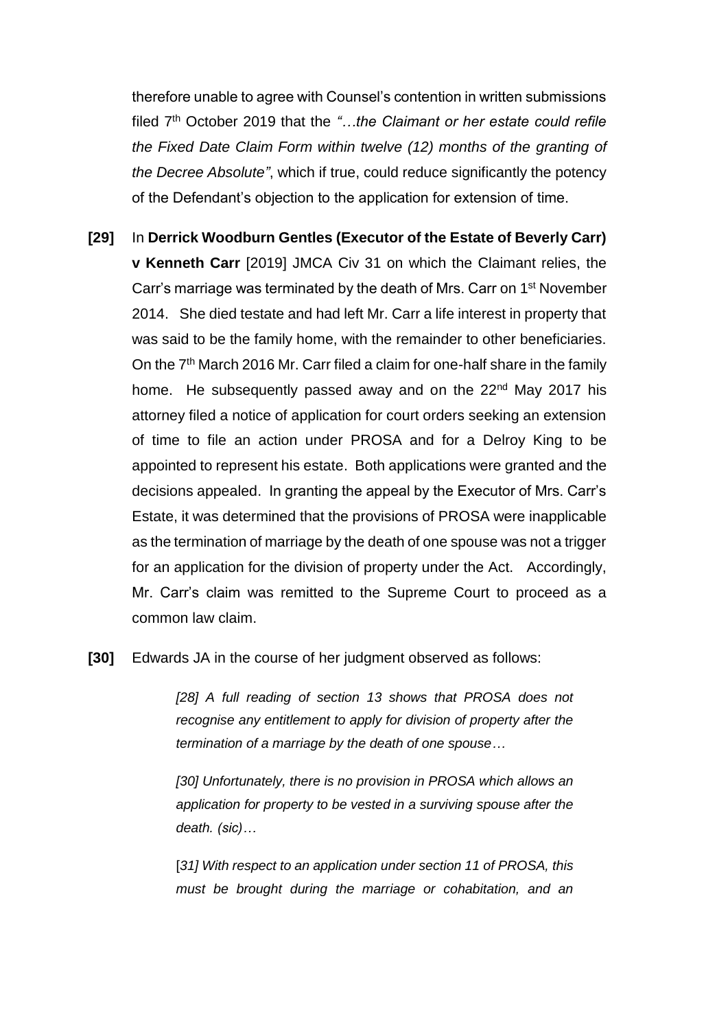therefore unable to agree with Counsel's contention in written submissions filed 7th October 2019 that the *"…the Claimant or her estate could refile the Fixed Date Claim Form within twelve (12) months of the granting of the Decree Absolute"*, which if true, could reduce significantly the potency of the Defendant's objection to the application for extension of time.

**[29]** In **Derrick Woodburn Gentles (Executor of the Estate of Beverly Carr) v Kenneth Carr** [2019] JMCA Civ 31 on which the Claimant relies, the Carr's marriage was terminated by the death of Mrs. Carr on 1st November 2014. She died testate and had left Mr. Carr a life interest in property that was said to be the family home, with the remainder to other beneficiaries. On the 7th March 2016 Mr. Carr filed a claim for one-half share in the family home. He subsequently passed away and on the 22nd May 2017 his attorney filed a notice of application for court orders seeking an extension of time to file an action under PROSA and for a Delroy King to be appointed to represent his estate. Both applications were granted and the decisions appealed. In granting the appeal by the Executor of Mrs. Carr's Estate, it was determined that the provisions of PROSA were inapplicable as the termination of marriage by the death of one spouse was not a trigger for an application for the division of property under the Act. Accordingly, Mr. Carr's claim was remitted to the Supreme Court to proceed as a common law claim.

**[30]** Edwards JA in the course of her judgment observed as follows:

> *[28] A full reading of section 13 shows that PROSA does not recognise any entitlement to apply for division of property after the termination of a marriage by the death of one spouse…*
>
> *[30] Unfortunately, there is no provision in PROSA which allows an application for property to be vested in a surviving spouse after the death. (sic)…*
>
> [*31] With respect to an application under section 11 of PROSA, this must be brought during the marriage or cohabitation, and an*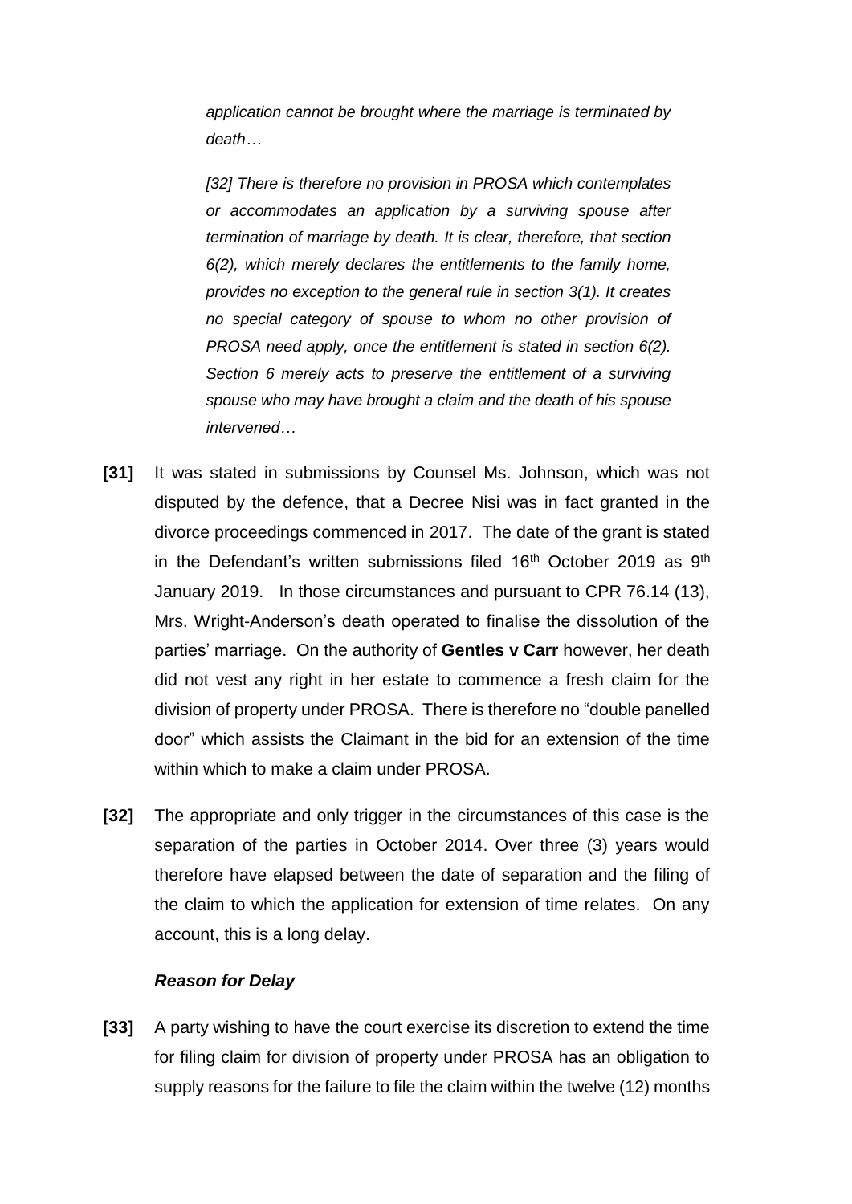*application cannot be brought where the marriage is terminated by death…*

*[32] There is therefore no provision in PROSA which contemplates or accommodates an application by a surviving spouse after termination of marriage by death. It is clear, therefore, that section 6(2), which merely declares the entitlements to the family home, provides no exception to the general rule in section 3(1). It creates no special category of spouse to whom no other provision of PROSA need apply, once the entitlement is stated in section 6(2). Section 6 merely acts to preserve the entitlement of a surviving spouse who may have brought a claim and the death of his spouse intervened…*

**[31]** It was stated in submissions by Counsel Ms. Johnson, which was not disputed by the defence, that a Decree Nisi was in fact granted in the divorce proceedings commenced in 2017. The date of the grant is stated in the Defendant's written submissions filed 16th October 2019 as 9th January 2019. In those circumstances and pursuant to CPR 76.14 (13), Mrs. Wright-Anderson's death operated to finalise the dissolution of the parties' marriage. On the authority of **Gentles v Carr** however, her death did not vest any right in her estate to commence a fresh claim for the division of property under PROSA. There is therefore no "double panelled door" which assists the Claimant in the bid for an extension of the time within which to make a claim under PROSA.

**[32]** The appropriate and only trigger in the circumstances of this case is the separation of the parties in October 2014. Over three (3) years would therefore have elapsed between the date of separation and the filing of the claim to which the application for extension of time relates. On any account, this is a long delay.

### *Reason for Delay*

**[33]** A party wishing to have the court exercise its discretion to extend the time for filing claim for division of property under PROSA has an obligation to supply reasons for the failure to file the claim within the twelve (12) months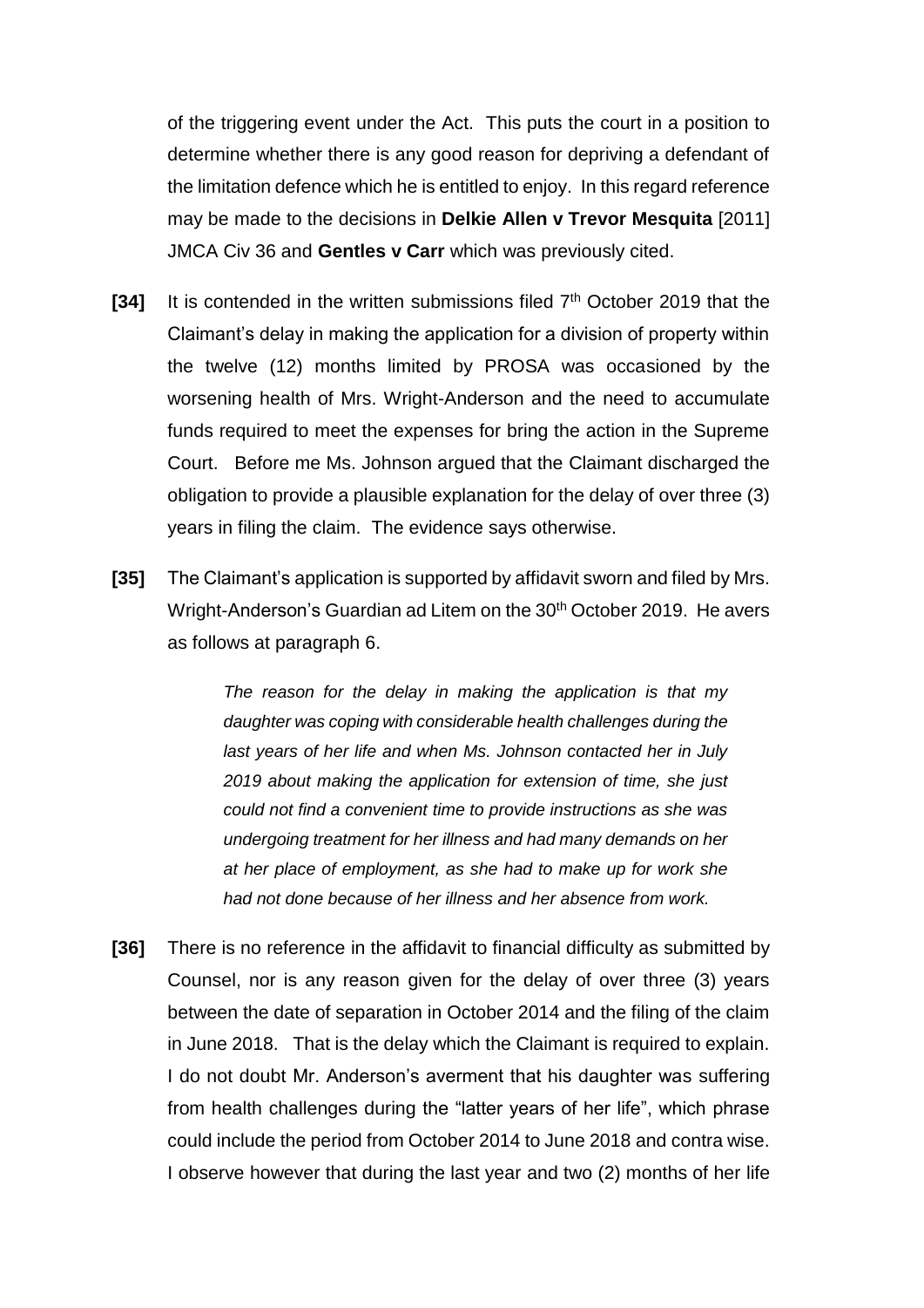of the triggering event under the Act. This puts the court in a position to determine whether there is any good reason for depriving a defendant of the limitation defence which he is entitled to enjoy. In this regard reference may be made to the decisions in **Delkie Allen v Trevor Mesquita** [2011] JMCA Civ 36 and **Gentles v Carr** which was previously cited.

**[34]** It is contended in the written submissions filed 7th October 2019 that the Claimant's delay in making the application for a division of property within the twelve (12) months limited by PROSA was occasioned by the worsening health of Mrs. Wright-Anderson and the need to accumulate funds required to meet the expenses for bring the action in the Supreme Court. Before me Ms. Johnson argued that the Claimant discharged the obligation to provide a plausible explanation for the delay of over three (3) years in filing the claim. The evidence says otherwise.

**[35]** The Claimant's application is supported by affidavit sworn and filed by Mrs. Wright-Anderson's Guardian ad Litem on the 30th October 2019. He avers as follows at paragraph 6.

> *The reason for the delay in making the application is that my daughter was coping with considerable health challenges during the last years of her life and when Ms. Johnson contacted her in July 2019 about making the application for extension of time, she just could not find a convenient time to provide instructions as she was undergoing treatment for her illness and had many demands on her at her place of employment, as she had to make up for work she had not done because of her illness and her absence from work.*

**[36]** There is no reference in the affidavit to financial difficulty as submitted by Counsel, nor is any reason given for the delay of over three (3) years between the date of separation in October 2014 and the filing of the claim in June 2018. That is the delay which the Claimant is required to explain. I do not doubt Mr. Anderson's averment that his daughter was suffering from health challenges during the "latter years of her life", which phrase could include the period from October 2014 to June 2018 and contra wise. I observe however that during the last year and two (2) months of her life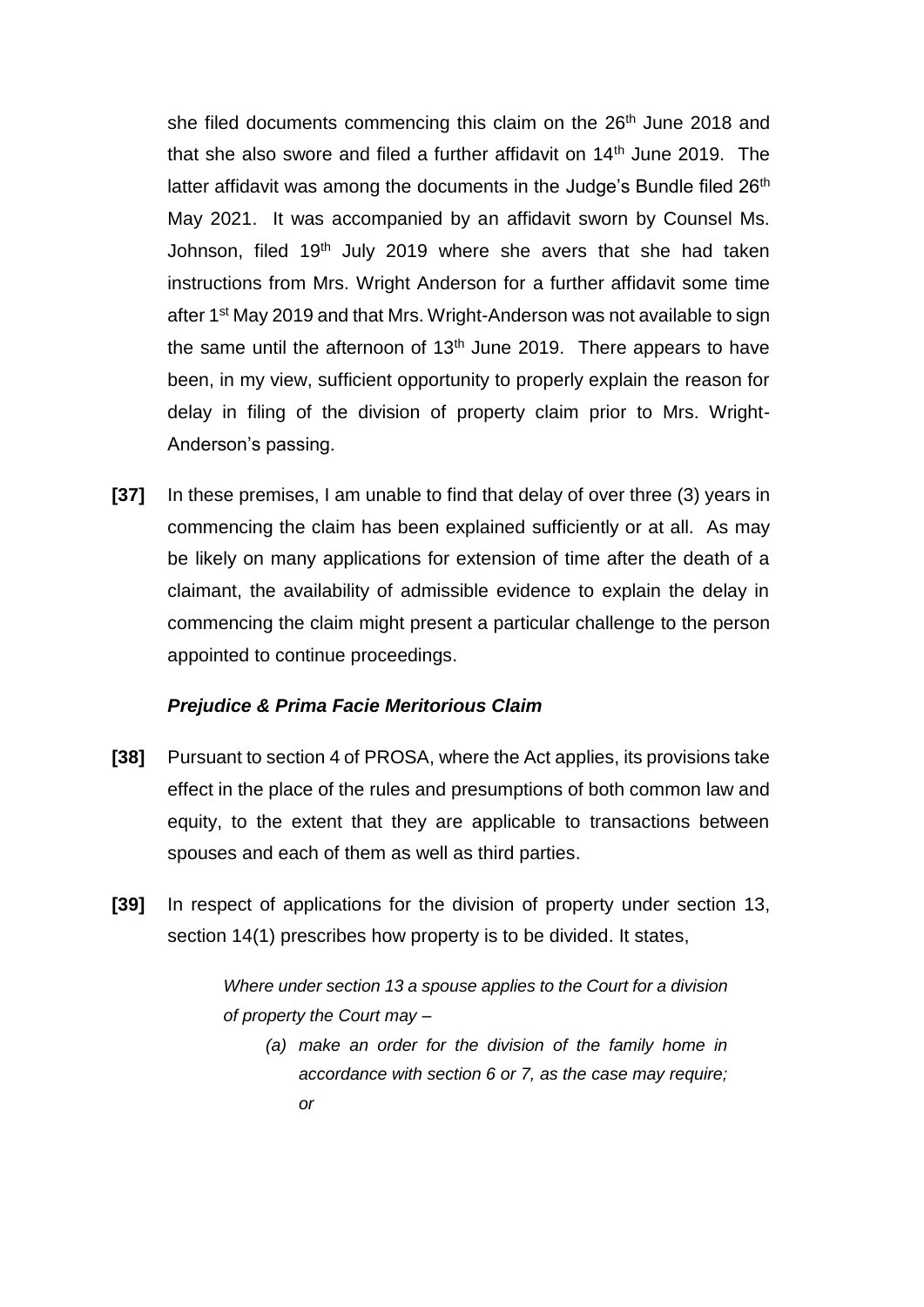she filed documents commencing this claim on the 26th June 2018 and that she also swore and filed a further affidavit on 14th June 2019. The latter affidavit was among the documents in the Judge's Bundle filed 26th May 2021. It was accompanied by an affidavit sworn by Counsel Ms. Johnson, filed 19th July 2019 where she avers that she had taken instructions from Mrs. Wright Anderson for a further affidavit some time after 1st May 2019 and that Mrs. Wright-Anderson was not available to sign the same until the afternoon of 13th June 2019. There appears to have been, in my view, sufficient opportunity to properly explain the reason for delay in filing of the division of property claim prior to Mrs. Wright-Anderson's passing.

**[37]** In these premises, I am unable to find that delay of over three (3) years in commencing the claim has been explained sufficiently or at all. As may be likely on many applications for extension of time after the death of a claimant, the availability of admissible evidence to explain the delay in commencing the claim might present a particular challenge to the person appointed to continue proceedings.

***Prejudice & Prima Facie Meritorious Claim***

**[38]** Pursuant to section 4 of PROSA, where the Act applies, its provisions take effect in the place of the rules and presumptions of both common law and equity, to the extent that they are applicable to transactions between spouses and each of them as well as third parties.

**[39]** In respect of applications for the division of property under section 13, section 14(1) prescribes how property is to be divided. It states,

> *Where under section 13 a spouse applies to the Court for a division of property the Court may –*
>
> *(a) make an order for the division of the family home in accordance with section 6 or 7, as the case may require; or*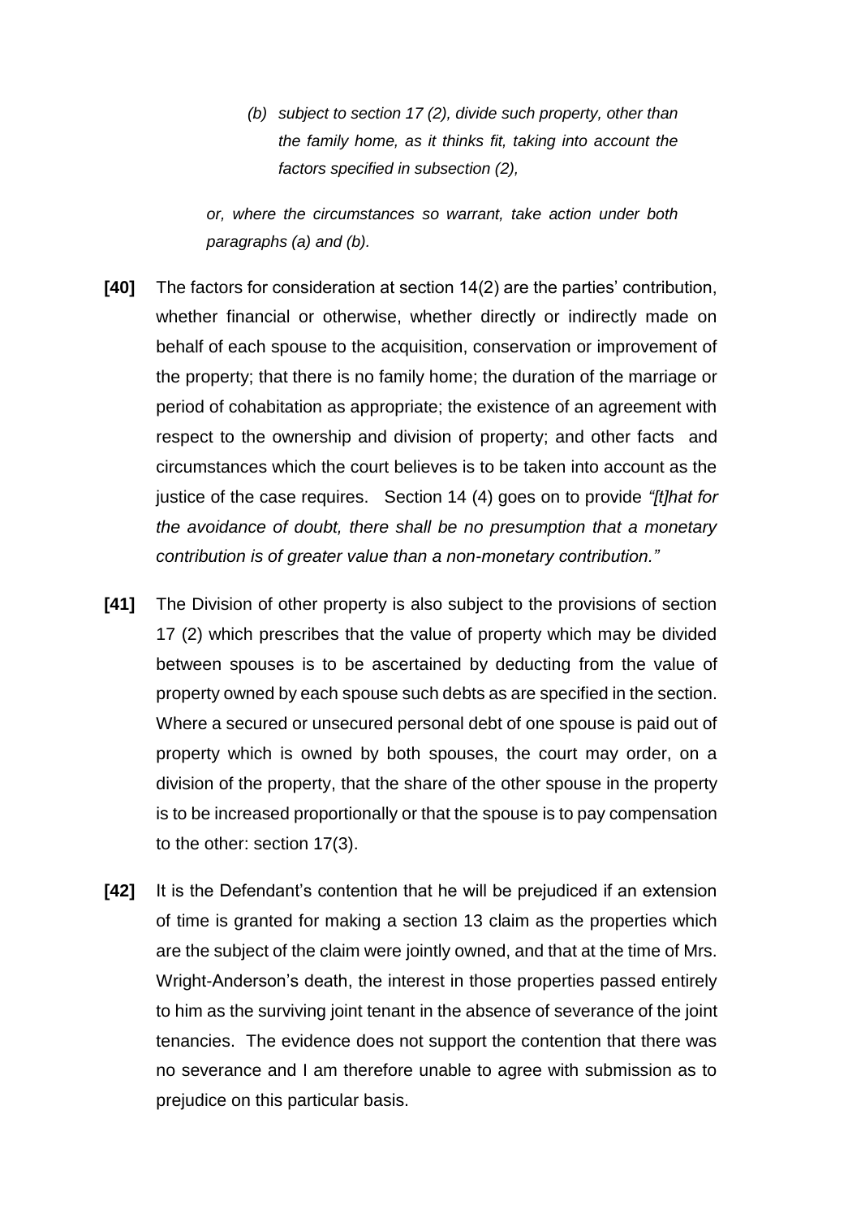> *(b) subject to section 17 (2), divide such property, other than the family home, as it thinks fit, taking into account the factors specified in subsection (2),*
>
> *or, where the circumstances so warrant, take action under both paragraphs (a) and (b).*

**[40]** The factors for consideration at section 14(2) are the parties' contribution, whether financial or otherwise, whether directly or indirectly made on behalf of each spouse to the acquisition, conservation or improvement of the property; that there is no family home; the duration of the marriage or period of cohabitation as appropriate; the existence of an agreement with respect to the ownership and division of property; and other facts and circumstances which the court believes is to be taken into account as the justice of the case requires. Section 14 (4) goes on to provide *"[t]hat for the avoidance of doubt, there shall be no presumption that a monetary contribution is of greater value than a non-monetary contribution."*

**[41]** The Division of other property is also subject to the provisions of section 17 (2) which prescribes that the value of property which may be divided between spouses is to be ascertained by deducting from the value of property owned by each spouse such debts as are specified in the section. Where a secured or unsecured personal debt of one spouse is paid out of property which is owned by both spouses, the court may order, on a division of the property, that the share of the other spouse in the property is to be increased proportionally or that the spouse is to pay compensation to the other: section 17(3).

**[42]** It is the Defendant's contention that he will be prejudiced if an extension of time is granted for making a section 13 claim as the properties which are the subject of the claim were jointly owned, and that at the time of Mrs. Wright-Anderson's death, the interest in those properties passed entirely to him as the surviving joint tenant in the absence of severance of the joint tenancies. The evidence does not support the contention that there was no severance and I am therefore unable to agree with submission as to prejudice on this particular basis.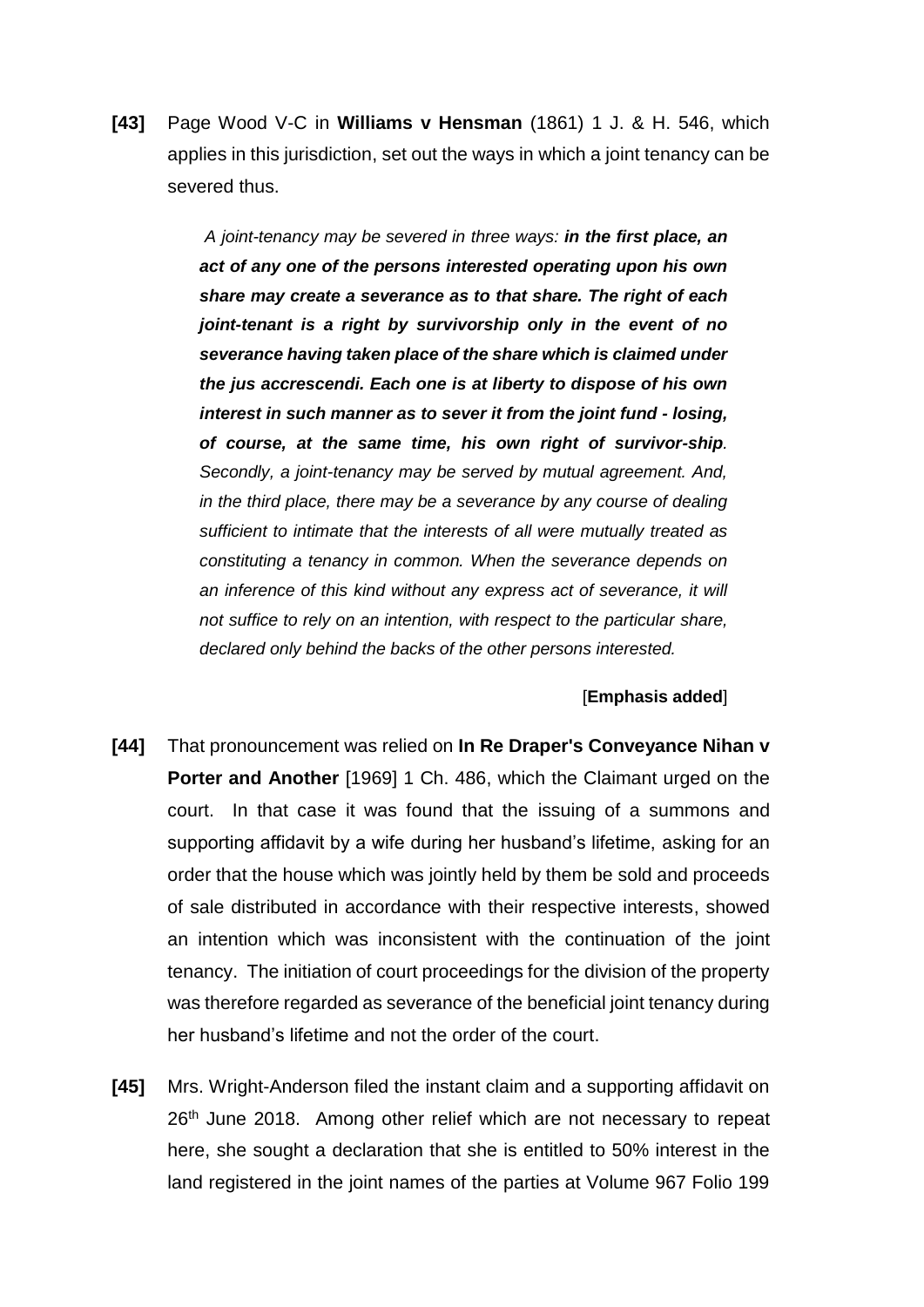**[43]** Page Wood V-C in **Williams v Hensman** (1861) 1 J. & H. 546, which applies in this jurisdiction, set out the ways in which a joint tenancy can be severed thus.

> *A joint-tenancy may be severed in three ways: **in the first place, an act of any one of the persons interested operating upon his own share may create a severance as to that share. The right of each joint-tenant is a right by survivorship only in the event of no severance having taken place of the share which is claimed under the jus accrescendi. Each one is at liberty to dispose of his own interest in such manner as to sever it from the joint fund - losing, of course, at the same time, his own right of survivor-ship**. Secondly, a joint-tenancy may be served by mutual agreement. And, in the third place, there may be a severance by any course of dealing sufficient to intimate that the interests of all were mutually treated as constituting a tenancy in common. When the severance depends on an inference of this kind without any express act of severance, it will not suffice to rely on an intention, with respect to the particular share, declared only behind the backs of the other persons interested.*
>
> [**Emphasis added**]

**[44]** That pronouncement was relied on **In Re Draper's Conveyance Nihan v Porter and Another** [1969] 1 Ch. 486, which the Claimant urged on the court. In that case it was found that the issuing of a summons and supporting affidavit by a wife during her husband's lifetime, asking for an order that the house which was jointly held by them be sold and proceeds of sale distributed in accordance with their respective interests, showed an intention which was inconsistent with the continuation of the joint tenancy. The initiation of court proceedings for the division of the property was therefore regarded as severance of the beneficial joint tenancy during her husband's lifetime and not the order of the court.

**[45]** Mrs. Wright-Anderson filed the instant claim and a supporting affidavit on 26th June 2018. Among other relief which are not necessary to repeat here, she sought a declaration that she is entitled to 50% interest in the land registered in the joint names of the parties at Volume 967 Folio 199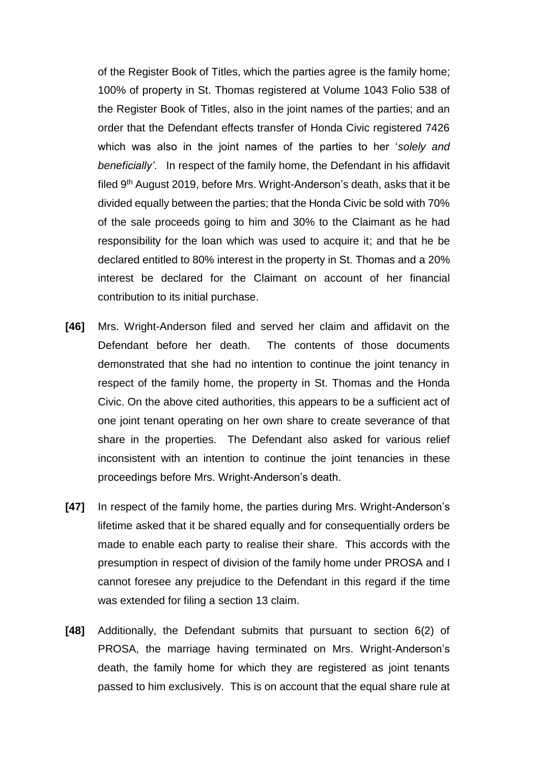of the Register Book of Titles, which the parties agree is the family home; 100% of property in St. Thomas registered at Volume 1043 Folio 538 of the Register Book of Titles, also in the joint names of the parties; and an order that the Defendant effects transfer of Honda Civic registered 7426 which was also in the joint names of the parties to her '*solely and beneficially'*. In respect of the family home, the Defendant in his affidavit filed 9th August 2019, before Mrs. Wright-Anderson's death, asks that it be divided equally between the parties; that the Honda Civic be sold with 70% of the sale proceeds going to him and 30% to the Claimant as he had responsibility for the loan which was used to acquire it; and that he be declared entitled to 80% interest in the property in St. Thomas and a 20% interest be declared for the Claimant on account of her financial contribution to its initial purchase.

**[46]** Mrs. Wright-Anderson filed and served her claim and affidavit on the Defendant before her death. The contents of those documents demonstrated that she had no intention to continue the joint tenancy in respect of the family home, the property in St. Thomas and the Honda Civic. On the above cited authorities, this appears to be a sufficient act of one joint tenant operating on her own share to create severance of that share in the properties. The Defendant also asked for various relief inconsistent with an intention to continue the joint tenancies in these proceedings before Mrs. Wright-Anderson's death.

**[47]** In respect of the family home, the parties during Mrs. Wright-Anderson's lifetime asked that it be shared equally and for consequentially orders be made to enable each party to realise their share. This accords with the presumption in respect of division of the family home under PROSA and I cannot foresee any prejudice to the Defendant in this regard if the time was extended for filing a section 13 claim.

**[48]** Additionally, the Defendant submits that pursuant to section 6(2) of PROSA, the marriage having terminated on Mrs. Wright-Anderson's death, the family home for which they are registered as joint tenants passed to him exclusively. This is on account that the equal share rule at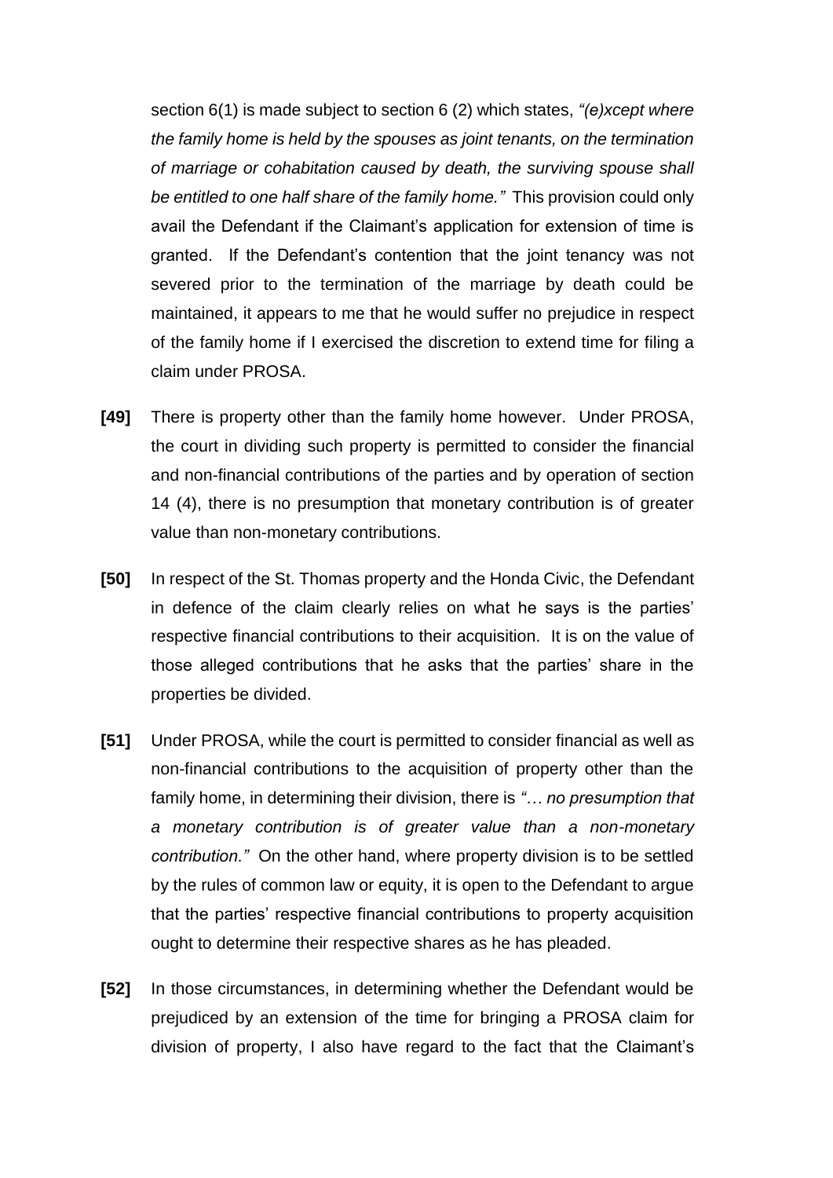section 6(1) is made subject to section 6 (2) which states, *"(e)xcept where the family home is held by the spouses as joint tenants, on the termination of marriage or cohabitation caused by death, the surviving spouse shall be entitled to one half share of the family home."* This provision could only avail the Defendant if the Claimant's application for extension of time is granted. If the Defendant's contention that the joint tenancy was not severed prior to the termination of the marriage by death could be maintained, it appears to me that he would suffer no prejudice in respect of the family home if I exercised the discretion to extend time for filing a claim under PROSA.

**[49]** There is property other than the family home however. Under PROSA, the court in dividing such property is permitted to consider the financial and non-financial contributions of the parties and by operation of section 14 (4), there is no presumption that monetary contribution is of greater value than non-monetary contributions.

**[50]** In respect of the St. Thomas property and the Honda Civic, the Defendant in defence of the claim clearly relies on what he says is the parties' respective financial contributions to their acquisition. It is on the value of those alleged contributions that he asks that the parties' share in the properties be divided.

**[51]** Under PROSA, while the court is permitted to consider financial as well as non-financial contributions to the acquisition of property other than the family home, in determining their division, there is *"… no presumption that a monetary contribution is of greater value than a non-monetary contribution."* On the other hand, where property division is to be settled by the rules of common law or equity, it is open to the Defendant to argue that the parties' respective financial contributions to property acquisition ought to determine their respective shares as he has pleaded.

**[52]** In those circumstances, in determining whether the Defendant would be prejudiced by an extension of the time for bringing a PROSA claim for division of property, I also have regard to the fact that the Claimant's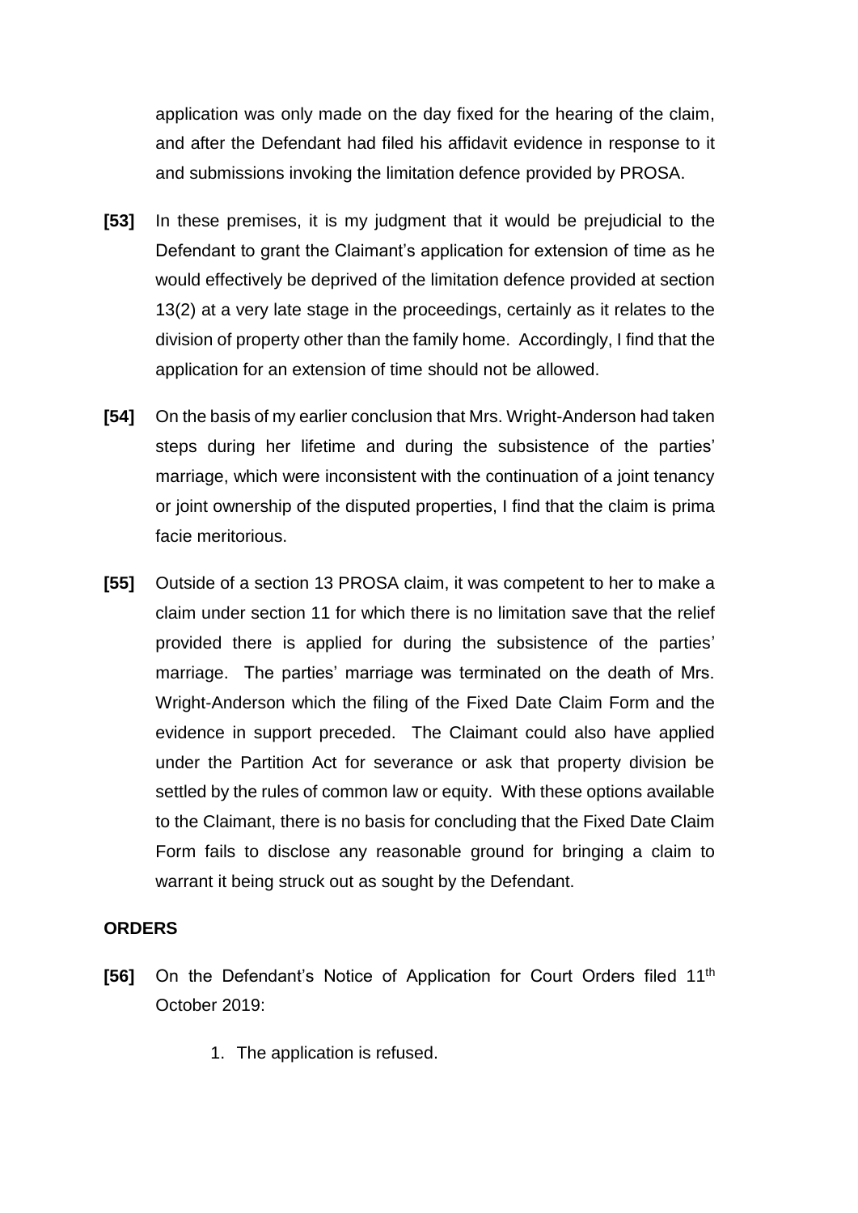application was only made on the day fixed for the hearing of the claim, and after the Defendant had filed his affidavit evidence in response to it and submissions invoking the limitation defence provided by PROSA.

**[53]** In these premises, it is my judgment that it would be prejudicial to the Defendant to grant the Claimant's application for extension of time as he would effectively be deprived of the limitation defence provided at section 13(2) at a very late stage in the proceedings, certainly as it relates to the division of property other than the family home. Accordingly, I find that the application for an extension of time should not be allowed.

**[54]** On the basis of my earlier conclusion that Mrs. Wright-Anderson had taken steps during her lifetime and during the subsistence of the parties' marriage, which were inconsistent with the continuation of a joint tenancy or joint ownership of the disputed properties, I find that the claim is prima facie meritorious.

**[55]** Outside of a section 13 PROSA claim, it was competent to her to make a claim under section 11 for which there is no limitation save that the relief provided there is applied for during the subsistence of the parties' marriage. The parties' marriage was terminated on the death of Mrs. Wright-Anderson which the filing of the Fixed Date Claim Form and the evidence in support preceded. The Claimant could also have applied under the Partition Act for severance or ask that property division be settled by the rules of common law or equity. With these options available to the Claimant, there is no basis for concluding that the Fixed Date Claim Form fails to disclose any reasonable ground for bringing a claim to warrant it being struck out as sought by the Defendant.

## ORDERS

**[56]** On the Defendant's Notice of Application for Court Orders filed 11th October 2019:

1. The application is refused.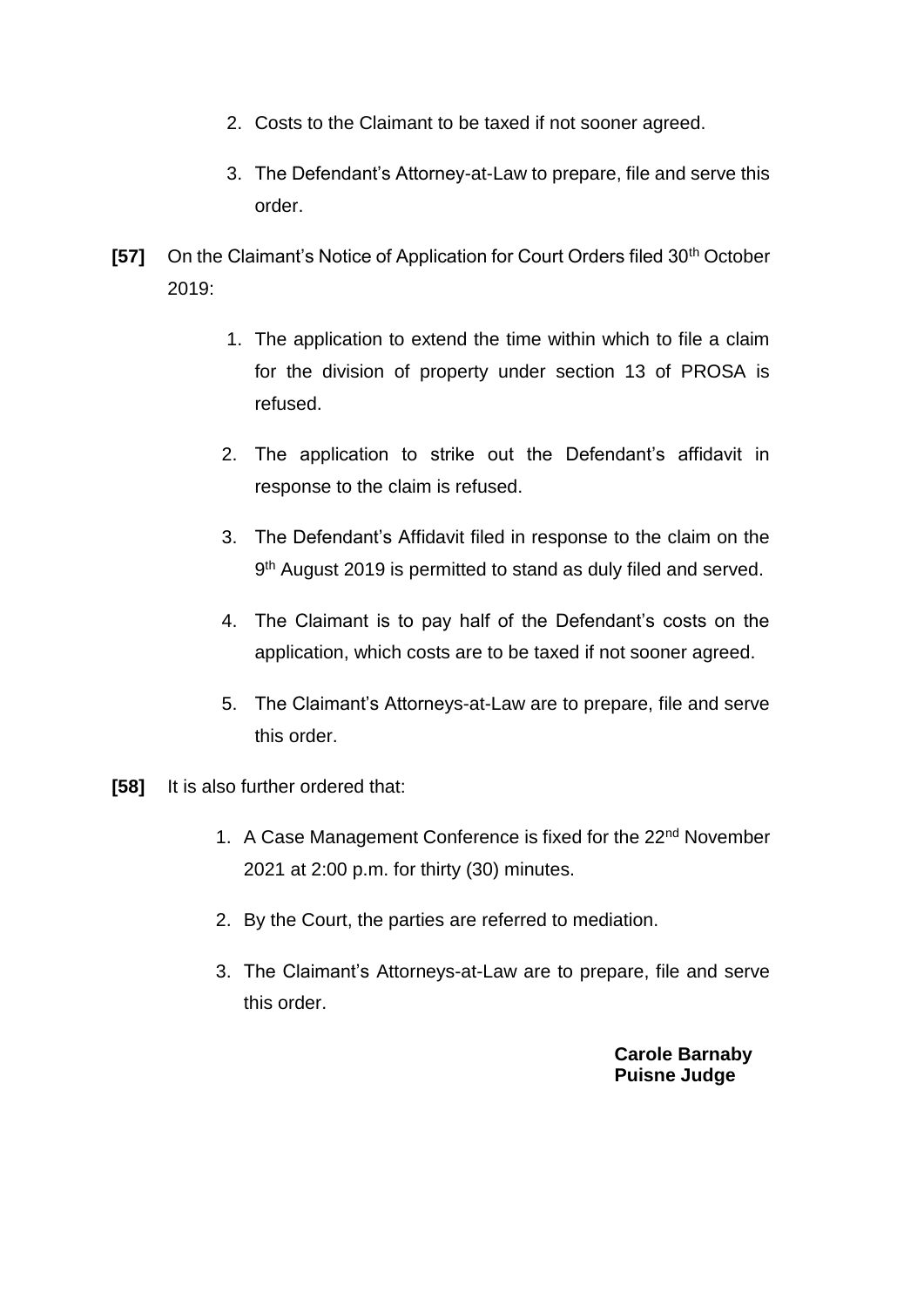2. Costs to the Claimant to be taxed if not sooner agreed.

3. The Defendant's Attorney-at-Law to prepare, file and serve this order.

**[57]** On the Claimant's Notice of Application for Court Orders filed 30th October 2019:

1. The application to extend the time within which to file a claim for the division of property under section 13 of PROSA is refused.

2. The application to strike out the Defendant's affidavit in response to the claim is refused.

3. The Defendant's Affidavit filed in response to the claim on the 9th August 2019 is permitted to stand as duly filed and served.

4. The Claimant is to pay half of the Defendant's costs on the application, which costs are to be taxed if not sooner agreed.

5. The Claimant's Attorneys-at-Law are to prepare, file and serve this order.

**[58]** It is also further ordered that:

1. A Case Management Conference is fixed for the 22nd November 2021 at 2:00 p.m. for thirty (30) minutes.

2. By the Court, the parties are referred to mediation.

3. The Claimant's Attorneys-at-Law are to prepare, file and serve this order.

**Carole Barnaby**
**Puisne Judge**